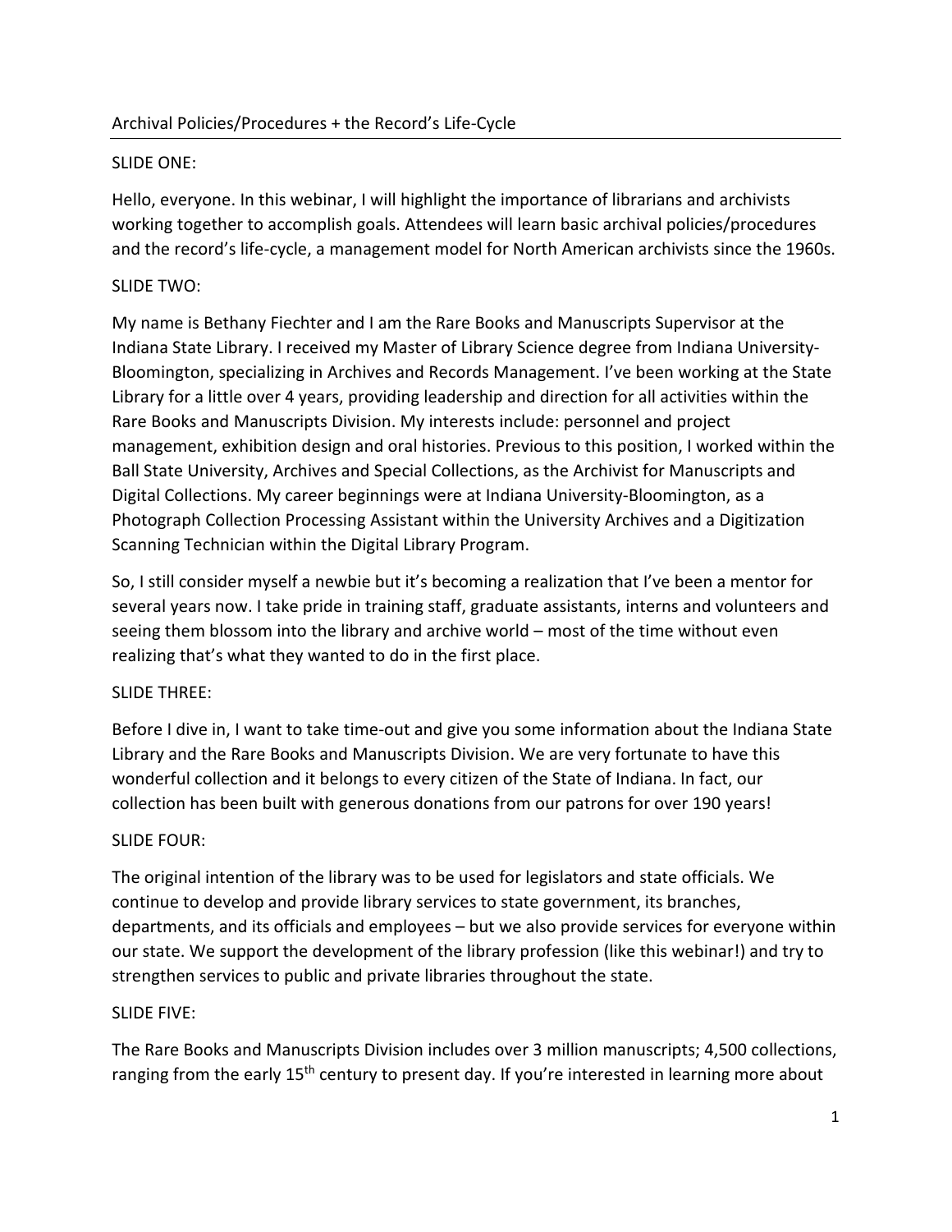# Archival Policies/Procedures + the Record's Life-Cycle

SLIDE ONE:

Hello, everyone. In this webinar, I will highlight the importance of librarians and archivists working together to accomplish goals. Attendees will learn basic archival policies/procedures and the record's life-cycle, a management model for North American archivists since the 1960s.

SLIDE TWO:

My name is Bethany Fiechter and I am the Rare Books and Manuscripts Supervisor at the Indiana State Library. I received my Master of Library Science degree from Indiana University-Bloomington, specializing in Archives and Records Management. I've been working at the State Library for a little over 4 years, providing leadership and direction for all activities within the Rare Books and Manuscripts Division. My interests include: personnel and project management, exhibition design and oral histories. Previous to this position, I worked within the Ball State University, Archives and Special Collections, as the Archivist for Manuscripts and Digital Collections. My career beginnings were at Indiana University-Bloomington, as a Photograph Collection Processing Assistant within the University Archives and a Digitization Scanning Technician within the Digital Library Program.

So, I still consider myself a newbie but it's becoming a realization that I've been a mentor for several years now. I take pride in training staff, graduate assistants, interns and volunteers and seeing them blossom into the library and archive world – most of the time without even realizing that's what they wanted to do in the first place.

SLIDE THREE:

Before I dive in, I want to take time-out and give you some information about the Indiana State Library and the Rare Books and Manuscripts Division. We are very fortunate to have this wonderful collection and it belongs to every citizen of the State of Indiana. In fact, our collection has been built with generous donations from our patrons for over 190 years!

SLIDE FOUR:

The original intention of the library was to be used for legislators and state officials. We continue to develop and provide library services to state government, its branches, departments, and its officials and employees – but we also provide services for everyone within our state. We support the development of the library profession (like this webinar!) and try to strengthen services to public and private libraries throughout the state.

SLIDE FIVE:

The Rare Books and Manuscripts Division includes over 3 million manuscripts; 4,500 collections, ranging from the early 15th century to present day. If you're interested in learning more about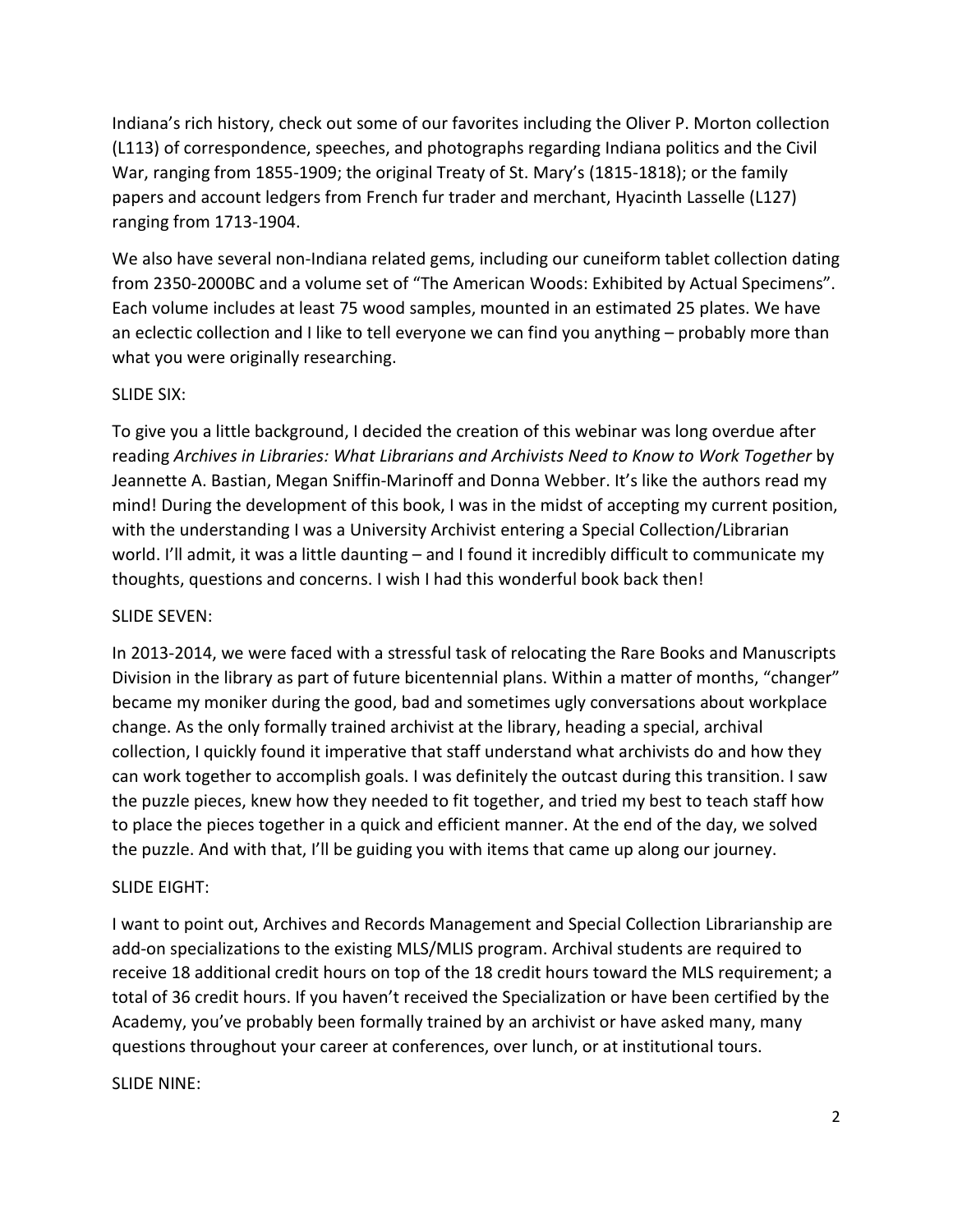Indiana's rich history, check out some of our favorites including the Oliver P. Morton collection (L113) of correspondence, speeches, and photographs regarding Indiana politics and the Civil War, ranging from 1855-1909; the original Treaty of St. Mary's (1815-1818); or the family papers and account ledgers from French fur trader and merchant, Hyacinth Lasselle (L127) ranging from 1713-1904.

We also have several non-Indiana related gems, including our cuneiform tablet collection dating from 2350-2000BC and a volume set of "The American Woods: Exhibited by Actual Specimens". Each volume includes at least 75 wood samples, mounted in an estimated 25 plates. We have an eclectic collection and I like to tell everyone we can find you anything – probably more than what you were originally researching.

SLIDE SIX:

To give you a little background, I decided the creation of this webinar was long overdue after reading *Archives in Libraries: What Librarians and Archivists Need to Know to Work Together* by Jeannette A. Bastian, Megan Sniffin-Marinoff and Donna Webber. It's like the authors read my mind! During the development of this book, I was in the midst of accepting my current position, with the understanding I was a University Archivist entering a Special Collection/Librarian world. I'll admit, it was a little daunting – and I found it incredibly difficult to communicate my thoughts, questions and concerns. I wish I had this wonderful book back then!

SLIDE SEVEN:

In 2013-2014, we were faced with a stressful task of relocating the Rare Books and Manuscripts Division in the library as part of future bicentennial plans. Within a matter of months, "changer" became my moniker during the good, bad and sometimes ugly conversations about workplace change. As the only formally trained archivist at the library, heading a special, archival collection, I quickly found it imperative that staff understand what archivists do and how they can work together to accomplish goals. I was definitely the outcast during this transition. I saw the puzzle pieces, knew how they needed to fit together, and tried my best to teach staff how to place the pieces together in a quick and efficient manner. At the end of the day, we solved the puzzle. And with that, I'll be guiding you with items that came up along our journey.

SLIDE EIGHT:

I want to point out, Archives and Records Management and Special Collection Librarianship are add-on specializations to the existing MLS/MLIS program. Archival students are required to receive 18 additional credit hours on top of the 18 credit hours toward the MLS requirement; a total of 36 credit hours. If you haven't received the Specialization or have been certified by the Academy, you've probably been formally trained by an archivist or have asked many, many questions throughout your career at conferences, over lunch, or at institutional tours.

SLIDE NINE: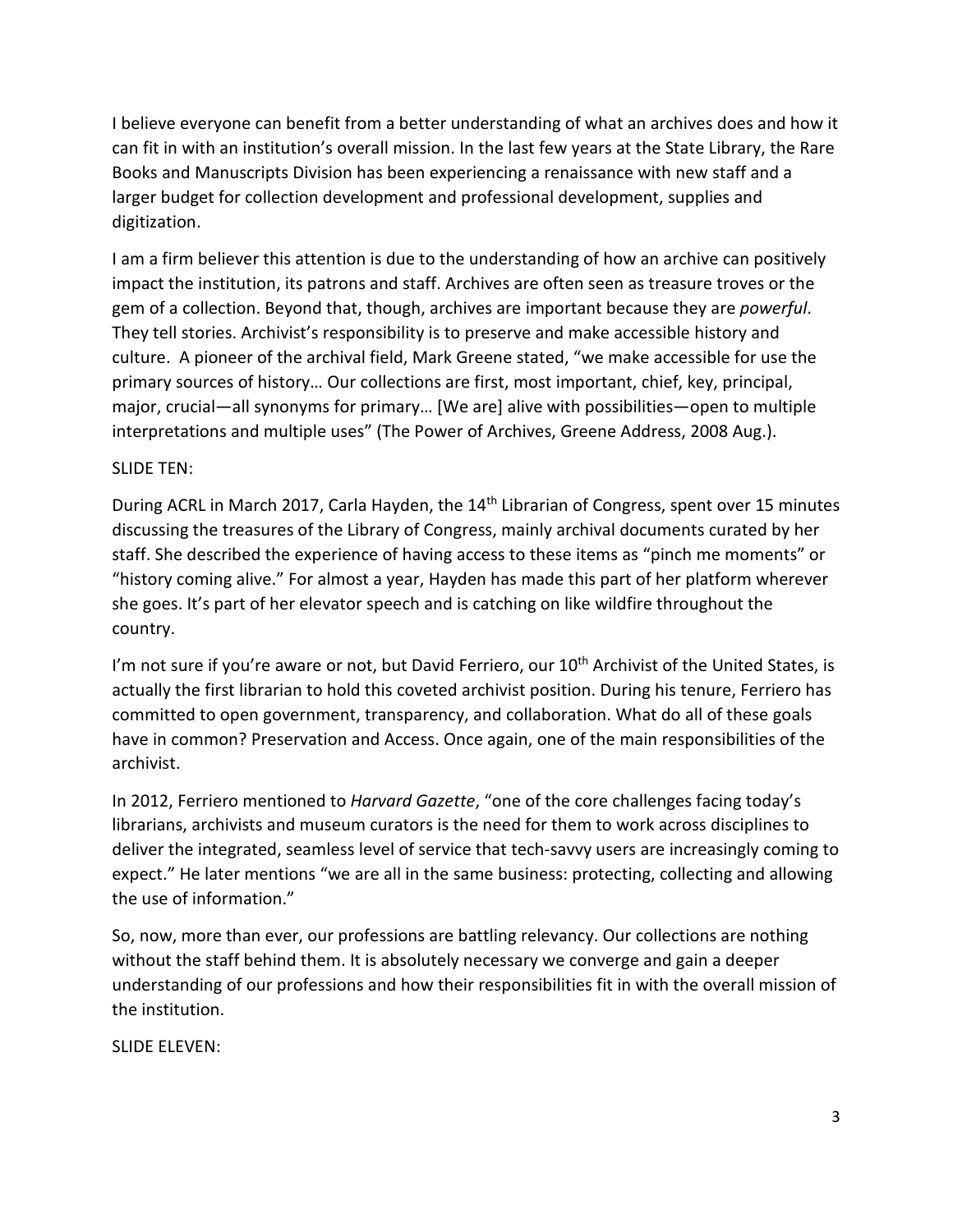I believe everyone can benefit from a better understanding of what an archives does and how it can fit in with an institution's overall mission. In the last few years at the State Library, the Rare Books and Manuscripts Division has been experiencing a renaissance with new staff and a larger budget for collection development and professional development, supplies and digitization.

I am a firm believer this attention is due to the understanding of how an archive can positively impact the institution, its patrons and staff. Archives are often seen as treasure troves or the gem of a collection. Beyond that, though, archives are important because they are *powerful*. They tell stories. Archivist's responsibility is to preserve and make accessible history and culture. A pioneer of the archival field, Mark Greene stated, "we make accessible for use the primary sources of history… Our collections are first, most important, chief, key, principal, major, crucial—all synonyms for primary… [We are] alive with possibilities—open to multiple interpretations and multiple uses" (The Power of Archives, Greene Address, 2008 Aug.).

SLIDE TEN:

During ACRL in March 2017, Carla Hayden, the 14th Librarian of Congress, spent over 15 minutes discussing the treasures of the Library of Congress, mainly archival documents curated by her staff. She described the experience of having access to these items as "pinch me moments" or "history coming alive." For almost a year, Hayden has made this part of her platform wherever she goes. It's part of her elevator speech and is catching on like wildfire throughout the country.

I'm not sure if you're aware or not, but David Ferriero, our 10th Archivist of the United States, is actually the first librarian to hold this coveted archivist position. During his tenure, Ferriero has committed to open government, transparency, and collaboration. What do all of these goals have in common? Preservation and Access. Once again, one of the main responsibilities of the archivist.

In 2012, Ferriero mentioned to *Harvard Gazette*, "one of the core challenges facing today's librarians, archivists and museum curators is the need for them to work across disciplines to deliver the integrated, seamless level of service that tech-savvy users are increasingly coming to expect." He later mentions "we are all in the same business: protecting, collecting and allowing the use of information."

So, now, more than ever, our professions are battling relevancy. Our collections are nothing without the staff behind them. It is absolutely necessary we converge and gain a deeper understanding of our professions and how their responsibilities fit in with the overall mission of the institution.

SLIDE ELEVEN: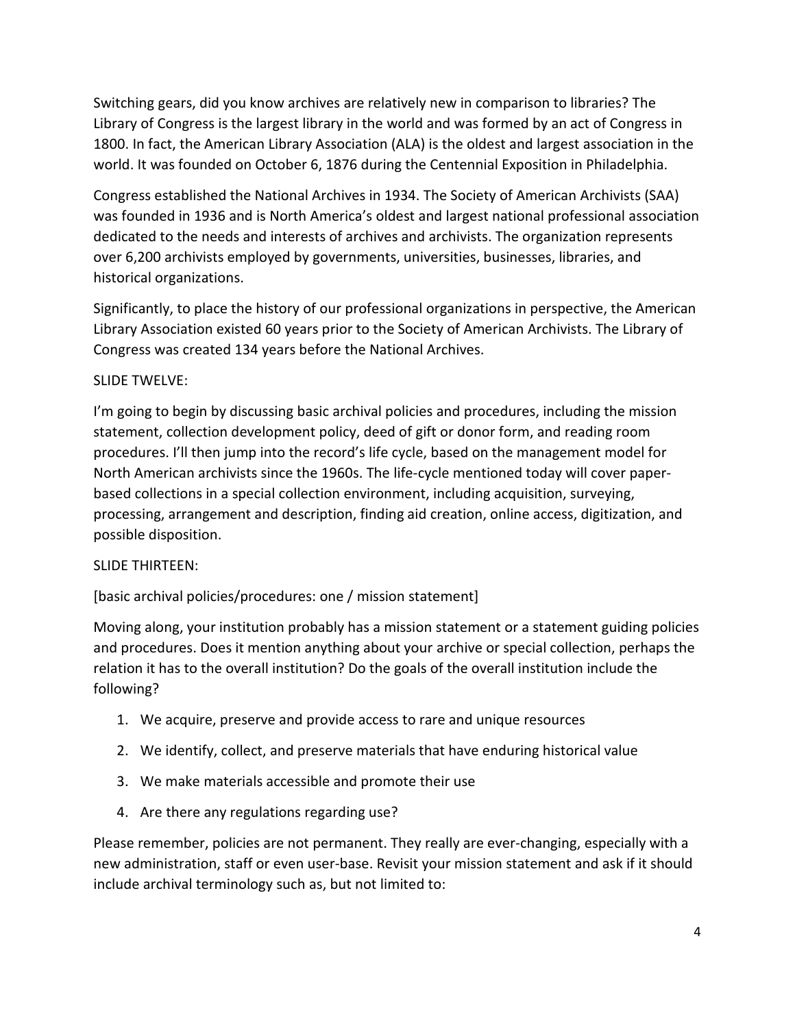Switching gears, did you know archives are relatively new in comparison to libraries? The Library of Congress is the largest library in the world and was formed by an act of Congress in 1800. In fact, the American Library Association (ALA) is the oldest and largest association in the world. It was founded on October 6, 1876 during the Centennial Exposition in Philadelphia.

Congress established the National Archives in 1934. The Society of American Archivists (SAA) was founded in 1936 and is North America's oldest and largest national professional association dedicated to the needs and interests of archives and archivists. The organization represents over 6,200 archivists employed by governments, universities, businesses, libraries, and historical organizations.

Significantly, to place the history of our professional organizations in perspective, the American Library Association existed 60 years prior to the Society of American Archivists. The Library of Congress was created 134 years before the National Archives.

SLIDE TWELVE:

I'm going to begin by discussing basic archival policies and procedures, including the mission statement, collection development policy, deed of gift or donor form, and reading room procedures. I'll then jump into the record's life cycle, based on the management model for North American archivists since the 1960s. The life-cycle mentioned today will cover paper-based collections in a special collection environment, including acquisition, surveying, processing, arrangement and description, finding aid creation, online access, digitization, and possible disposition.

SLIDE THIRTEEN:

[basic archival policies/procedures: one / mission statement]

Moving along, your institution probably has a mission statement or a statement guiding policies and procedures. Does it mention anything about your archive or special collection, perhaps the relation it has to the overall institution? Do the goals of the overall institution include the following?

1. We acquire, preserve and provide access to rare and unique resources
2. We identify, collect, and preserve materials that have enduring historical value
3. We make materials accessible and promote their use
4. Are there any regulations regarding use?

Please remember, policies are not permanent. They really are ever-changing, especially with a new administration, staff or even user-base. Revisit your mission statement and ask if it should include archival terminology such as, but not limited to: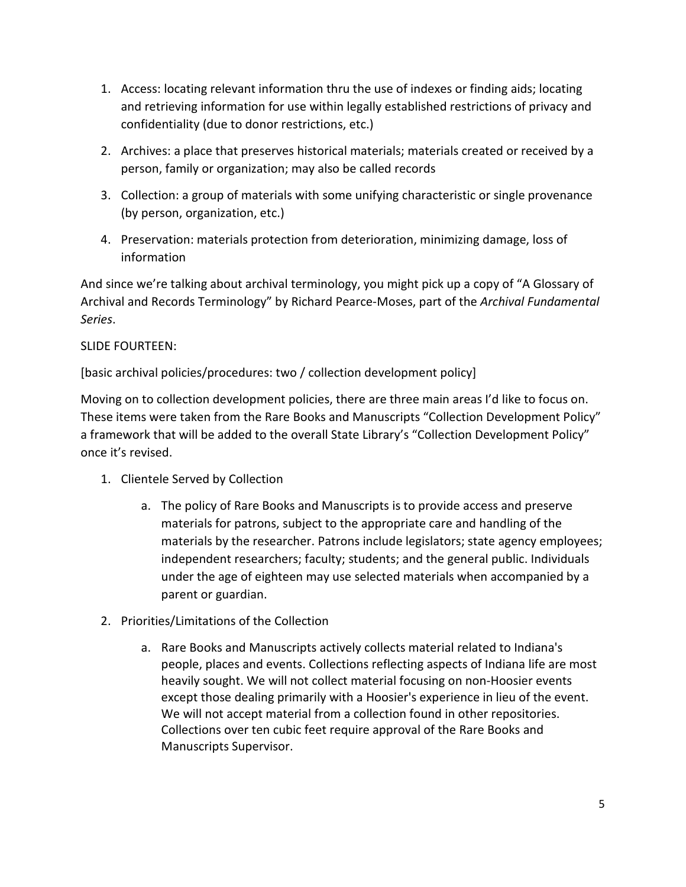1. Access: locating relevant information thru the use of indexes or finding aids; locating and retrieving information for use within legally established restrictions of privacy and confidentiality (due to donor restrictions, etc.)
2. Archives: a place that preserves historical materials; materials created or received by a person, family or organization; may also be called records
3. Collection: a group of materials with some unifying characteristic or single provenance (by person, organization, etc.)
4. Preservation: materials protection from deterioration, minimizing damage, loss of information

And since we're talking about archival terminology, you might pick up a copy of "A Glossary of Archival and Records Terminology" by Richard Pearce-Moses, part of the *Archival Fundamental Series*.

SLIDE FOURTEEN:

[basic archival policies/procedures: two / collection development policy]

Moving on to collection development policies, there are three main areas I'd like to focus on. These items were taken from the Rare Books and Manuscripts "Collection Development Policy" a framework that will be added to the overall State Library's "Collection Development Policy" once it's revised.

1. Clientele Served by Collection
    a. The policy of Rare Books and Manuscripts is to provide access and preserve materials for patrons, subject to the appropriate care and handling of the materials by the researcher. Patrons include legislators; state agency employees; independent researchers; faculty; students; and the general public. Individuals under the age of eighteen may use selected materials when accompanied by a parent or guardian.
2. Priorities/Limitations of the Collection
    a. Rare Books and Manuscripts actively collects material related to Indiana's people, places and events. Collections reflecting aspects of Indiana life are most heavily sought. We will not collect material focusing on non-Hoosier events except those dealing primarily with a Hoosier's experience in lieu of the event. We will not accept material from a collection found in other repositories. Collections over ten cubic feet require approval of the Rare Books and Manuscripts Supervisor.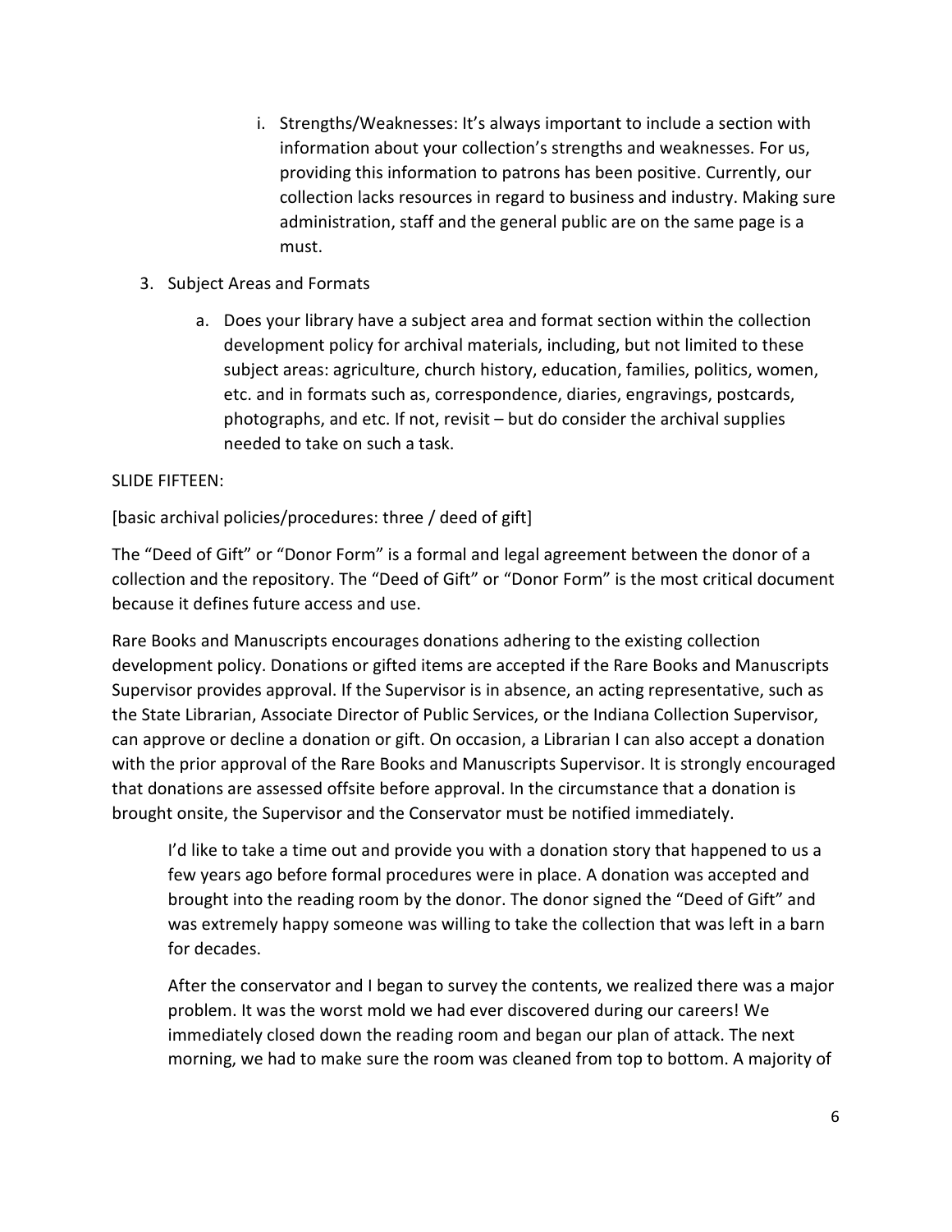i. Strengths/Weaknesses: It's always important to include a section with information about your collection's strengths and weaknesses. For us, providing this information to patrons has been positive. Currently, our collection lacks resources in regard to business and industry. Making sure administration, staff and the general public are on the same page is a must.

3. Subject Areas and Formats

    a. Does your library have a subject area and format section within the collection development policy for archival materials, including, but not limited to these subject areas: agriculture, church history, education, families, politics, women, etc. and in formats such as, correspondence, diaries, engravings, postcards, photographs, and etc. If not, revisit – but do consider the archival supplies needed to take on such a task.

SLIDE FIFTEEN:

[basic archival policies/procedures: three / deed of gift]

The "Deed of Gift" or "Donor Form" is a formal and legal agreement between the donor of a collection and the repository. The "Deed of Gift" or "Donor Form" is the most critical document because it defines future access and use.

Rare Books and Manuscripts encourages donations adhering to the existing collection development policy. Donations or gifted items are accepted if the Rare Books and Manuscripts Supervisor provides approval. If the Supervisor is in absence, an acting representative, such as the State Librarian, Associate Director of Public Services, or the Indiana Collection Supervisor, can approve or decline a donation or gift. On occasion, a Librarian I can also accept a donation with the prior approval of the Rare Books and Manuscripts Supervisor. It is strongly encouraged that donations are assessed offsite before approval. In the circumstance that a donation is brought onsite, the Supervisor and the Conservator must be notified immediately.

> I'd like to take a time out and provide you with a donation story that happened to us a few years ago before formal procedures were in place. A donation was accepted and brought into the reading room by the donor. The donor signed the "Deed of Gift" and was extremely happy someone was willing to take the collection that was left in a barn for decades.
>
> After the conservator and I began to survey the contents, we realized there was a major problem. It was the worst mold we had ever discovered during our careers! We immediately closed down the reading room and began our plan of attack. The next morning, we had to make sure the room was cleaned from top to bottom. A majority of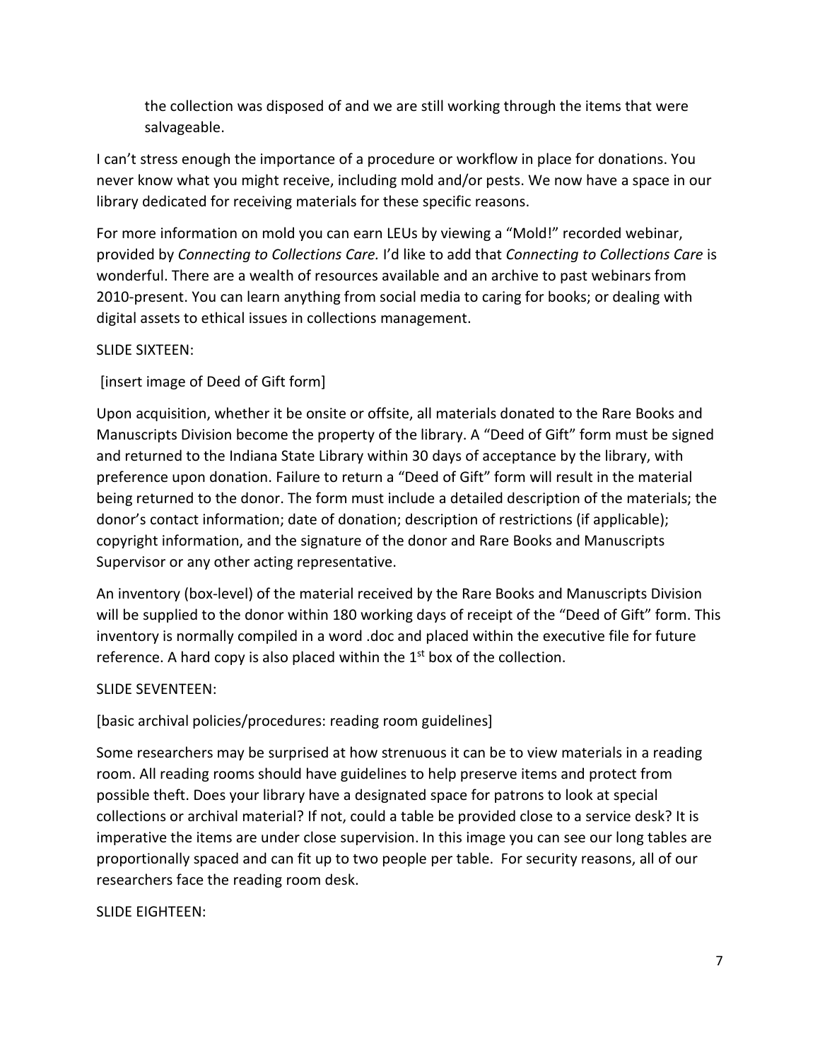the collection was disposed of and we are still working through the items that were salvageable.

I can't stress enough the importance of a procedure or workflow in place for donations. You never know what you might receive, including mold and/or pests. We now have a space in our library dedicated for receiving materials for these specific reasons.

For more information on mold you can earn LEUs by viewing a "Mold!" recorded webinar, provided by *Connecting to Collections Care.* I'd like to add that *Connecting to Collections Care* is wonderful. There are a wealth of resources available and an archive to past webinars from 2010-present. You can learn anything from social media to caring for books; or dealing with digital assets to ethical issues in collections management.

SLIDE SIXTEEN:

[insert image of Deed of Gift form]

Upon acquisition, whether it be onsite or offsite, all materials donated to the Rare Books and Manuscripts Division become the property of the library. A "Deed of Gift" form must be signed and returned to the Indiana State Library within 30 days of acceptance by the library, with preference upon donation. Failure to return a "Deed of Gift" form will result in the material being returned to the donor. The form must include a detailed description of the materials; the donor's contact information; date of donation; description of restrictions (if applicable); copyright information, and the signature of the donor and Rare Books and Manuscripts Supervisor or any other acting representative.

An inventory (box-level) of the material received by the Rare Books and Manuscripts Division will be supplied to the donor within 180 working days of receipt of the "Deed of Gift" form. This inventory is normally compiled in a word .doc and placed within the executive file for future reference. A hard copy is also placed within the 1st box of the collection.

SLIDE SEVENTEEN:

[basic archival policies/procedures: reading room guidelines]

Some researchers may be surprised at how strenuous it can be to view materials in a reading room. All reading rooms should have guidelines to help preserve items and protect from possible theft. Does your library have a designated space for patrons to look at special collections or archival material? If not, could a table be provided close to a service desk? It is imperative the items are under close supervision. In this image you can see our long tables are proportionally spaced and can fit up to two people per table. For security reasons, all of our researchers face the reading room desk.

SLIDE EIGHTEEN: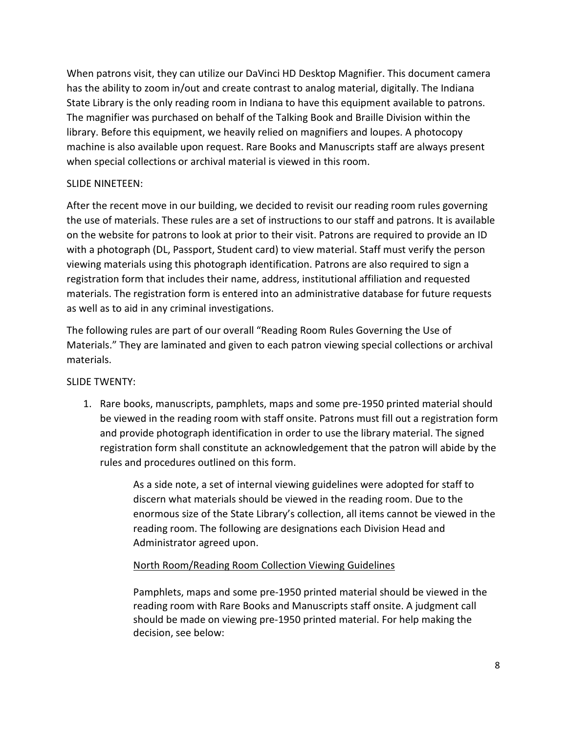When patrons visit, they can utilize our DaVinci HD Desktop Magnifier. This document camera has the ability to zoom in/out and create contrast to analog material, digitally. The Indiana State Library is the only reading room in Indiana to have this equipment available to patrons. The magnifier was purchased on behalf of the Talking Book and Braille Division within the library. Before this equipment, we heavily relied on magnifiers and loupes. A photocopy machine is also available upon request. Rare Books and Manuscripts staff are always present when special collections or archival material is viewed in this room.

SLIDE NINETEEN:

After the recent move in our building, we decided to revisit our reading room rules governing the use of materials. These rules are a set of instructions to our staff and patrons. It is available on the website for patrons to look at prior to their visit. Patrons are required to provide an ID with a photograph (DL, Passport, Student card) to view material. Staff must verify the person viewing materials using this photograph identification. Patrons are also required to sign a registration form that includes their name, address, institutional affiliation and requested materials. The registration form is entered into an administrative database for future requests as well as to aid in any criminal investigations.

The following rules are part of our overall "Reading Room Rules Governing the Use of Materials." They are laminated and given to each patron viewing special collections or archival materials.

SLIDE TWENTY:

1. Rare books, manuscripts, pamphlets, maps and some pre-1950 printed material should be viewed in the reading room with staff onsite. Patrons must fill out a registration form and provide photograph identification in order to use the library material. The signed registration form shall constitute an acknowledgement that the patron will abide by the rules and procedures outlined on this form.

   As a side note, a set of internal viewing guidelines were adopted for staff to discern what materials should be viewed in the reading room. Due to the enormous size of the State Library's collection, all items cannot be viewed in the reading room. The following are designations each Division Head and Administrator agreed upon.

   <u>North Room/Reading Room Collection Viewing Guidelines</u>

   Pamphlets, maps and some pre-1950 printed material should be viewed in the reading room with Rare Books and Manuscripts staff onsite. A judgment call should be made on viewing pre-1950 printed material. For help making the decision, see below: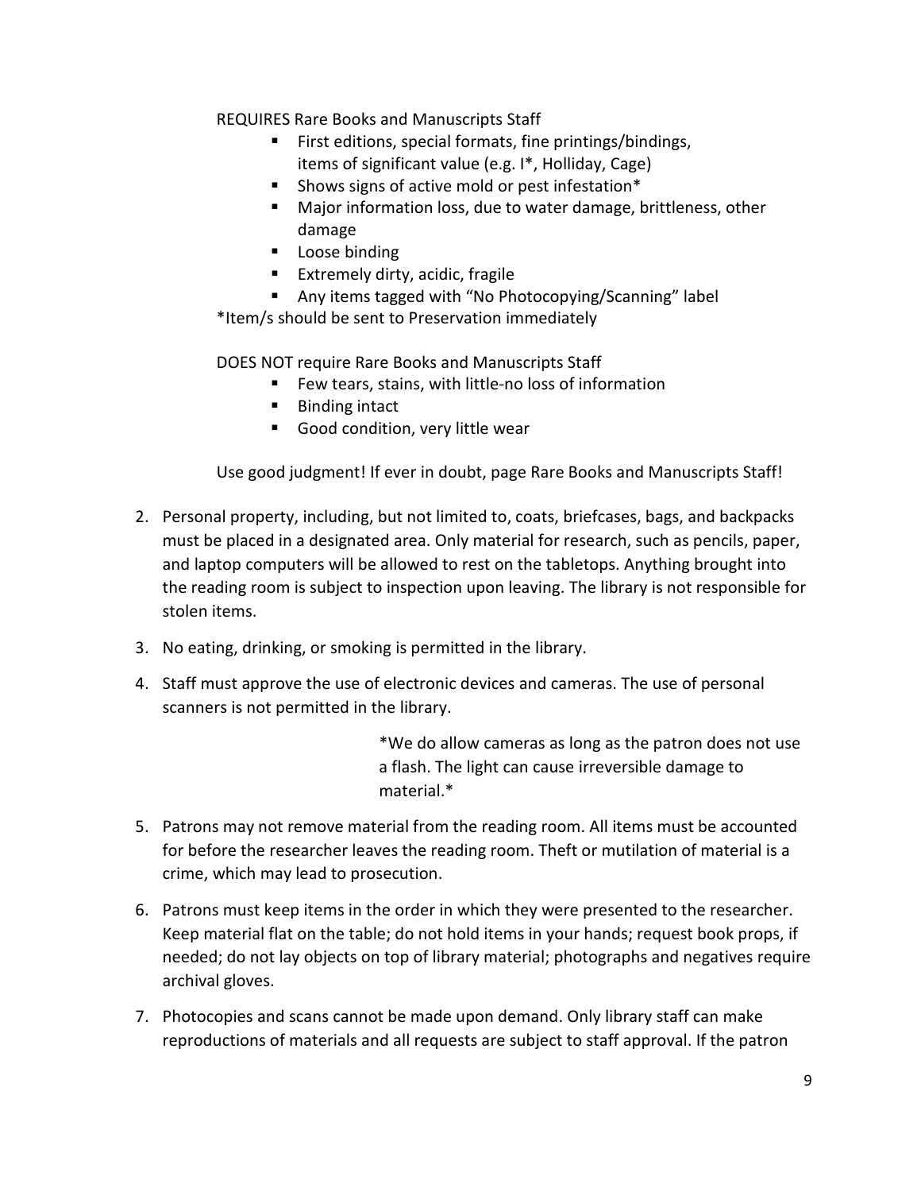REQUIRES Rare Books and Manuscripts Staff

- First editions, special formats, fine printings/bindings, items of significant value (e.g. I*, Holliday, Cage)
- Shows signs of active mold or pest infestation*
- Major information loss, due to water damage, brittleness, other damage
- Loose binding
- Extremely dirty, acidic, fragile
- Any items tagged with "No Photocopying/Scanning" label

*Item/s should be sent to Preservation immediately

DOES NOT require Rare Books and Manuscripts Staff

- Few tears, stains, with little-no loss of information
- Binding intact
- Good condition, very little wear

Use good judgment! If ever in doubt, page Rare Books and Manuscripts Staff!

2. Personal property, including, but not limited to, coats, briefcases, bags, and backpacks must be placed in a designated area. Only material for research, such as pencils, paper, and laptop computers will be allowed to rest on the tabletops. Anything brought into the reading room is subject to inspection upon leaving. The library is not responsible for stolen items.

3. No eating, drinking, or smoking is permitted in the library.

4. Staff must approve the use of electronic devices and cameras. The use of personal scanners is not permitted in the library.

   *We do allow cameras as long as the patron does not use a flash. The light can cause irreversible damage to material.*

5. Patrons may not remove material from the reading room. All items must be accounted for before the researcher leaves the reading room. Theft or mutilation of material is a crime, which may lead to prosecution.

6. Patrons must keep items in the order in which they were presented to the researcher. Keep material flat on the table; do not hold items in your hands; request book props, if needed; do not lay objects on top of library material; photographs and negatives require archival gloves.

7. Photocopies and scans cannot be made upon demand. Only library staff can make reproductions of materials and all requests are subject to staff approval. If the patron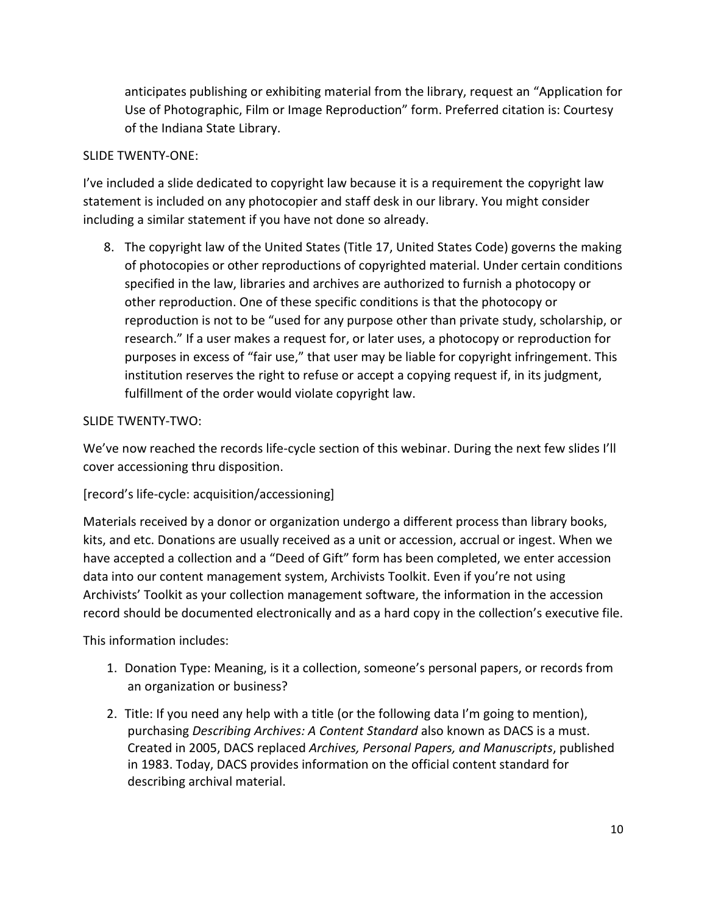anticipates publishing or exhibiting material from the library, request an "Application for Use of Photographic, Film or Image Reproduction" form. Preferred citation is: Courtesy of the Indiana State Library.

SLIDE TWENTY-ONE:

I've included a slide dedicated to copyright law because it is a requirement the copyright law statement is included on any photocopier and staff desk in our library. You might consider including a similar statement if you have not done so already.

8. The copyright law of the United States (Title 17, United States Code) governs the making of photocopies or other reproductions of copyrighted material. Under certain conditions specified in the law, libraries and archives are authorized to furnish a photocopy or other reproduction. One of these specific conditions is that the photocopy or reproduction is not to be "used for any purpose other than private study, scholarship, or research." If a user makes a request for, or later uses, a photocopy or reproduction for purposes in excess of "fair use," that user may be liable for copyright infringement. This institution reserves the right to refuse or accept a copying request if, in its judgment, fulfillment of the order would violate copyright law.

SLIDE TWENTY-TWO:

We've now reached the records life-cycle section of this webinar. During the next few slides I'll cover accessioning thru disposition.

[record's life-cycle: acquisition/accessioning]

Materials received by a donor or organization undergo a different process than library books, kits, and etc. Donations are usually received as a unit or accession, accrual or ingest. When we have accepted a collection and a "Deed of Gift" form has been completed, we enter accession data into our content management system, Archivists Toolkit. Even if you're not using Archivists' Toolkit as your collection management software, the information in the accession record should be documented electronically and as a hard copy in the collection's executive file.

This information includes:

1. Donation Type: Meaning, is it a collection, someone's personal papers, or records from an organization or business?
2. Title: If you need any help with a title (or the following data I'm going to mention), purchasing *Describing Archives: A Content Standard* also known as DACS is a must. Created in 2005, DACS replaced *Archives, Personal Papers, and Manuscripts*, published in 1983. Today, DACS provides information on the official content standard for describing archival material.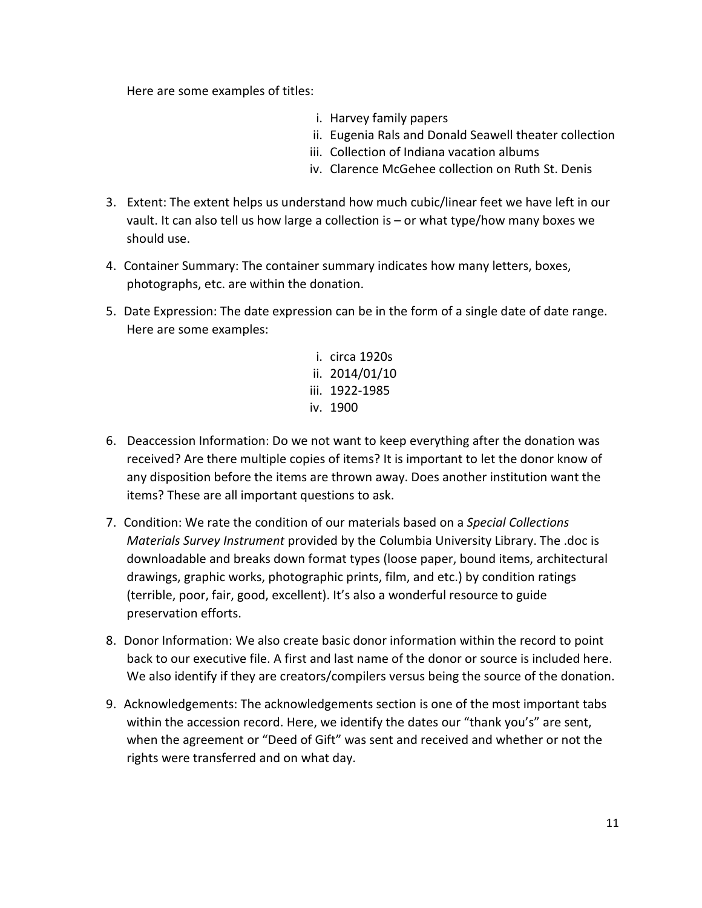Here are some examples of titles:

i. Harvey family papers
ii. Eugenia Rals and Donald Seawell theater collection
iii. Collection of Indiana vacation albums
iv. Clarence McGehee collection on Ruth St. Denis

3. Extent: The extent helps us understand how much cubic/linear feet we have left in our vault. It can also tell us how large a collection is – or what type/how many boxes we should use.

4. Container Summary: The container summary indicates how many letters, boxes, photographs, etc. are within the donation.

5. Date Expression: The date expression can be in the form of a single date of date range. Here are some examples:

   i. circa 1920s
   ii. 2014/01/10
   iii. 1922-1985
   iv. 1900

6. Deaccession Information: Do we not want to keep everything after the donation was received? Are there multiple copies of items? It is important to let the donor know of any disposition before the items are thrown away. Does another institution want the items? These are all important questions to ask.

7. Condition: We rate the condition of our materials based on a *Special Collections Materials Survey Instrument* provided by the Columbia University Library. The .doc is downloadable and breaks down format types (loose paper, bound items, architectural drawings, graphic works, photographic prints, film, and etc.) by condition ratings (terrible, poor, fair, good, excellent). It's also a wonderful resource to guide preservation efforts.

8. Donor Information: We also create basic donor information within the record to point back to our executive file. A first and last name of the donor or source is included here. We also identify if they are creators/compilers versus being the source of the donation.

9. Acknowledgements: The acknowledgements section is one of the most important tabs within the accession record. Here, we identify the dates our "thank you's" are sent, when the agreement or "Deed of Gift" was sent and received and whether or not the rights were transferred and on what day.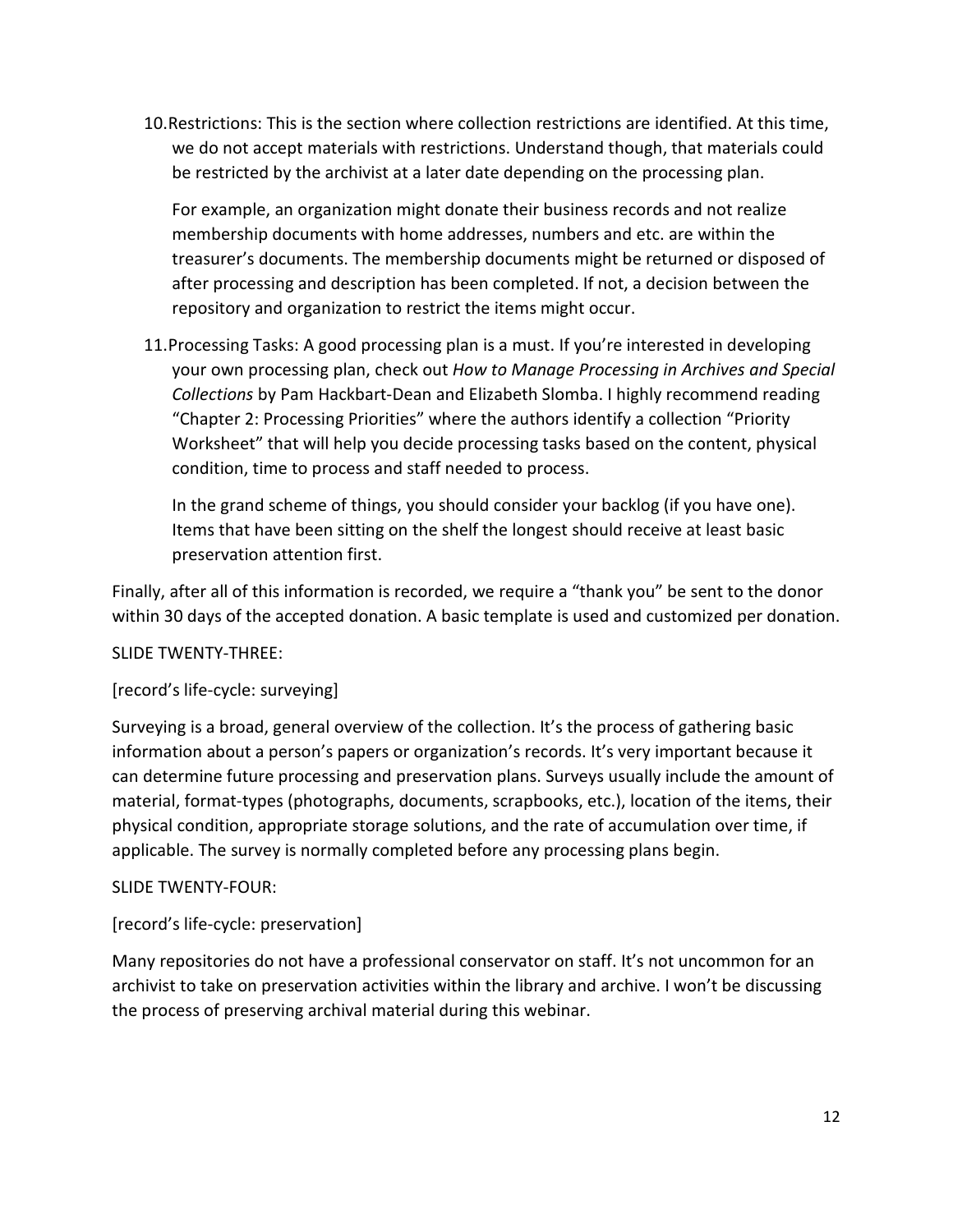10. Restrictions: This is the section where collection restrictions are identified. At this time, we do not accept materials with restrictions. Understand though, that materials could be restricted by the archivist at a later date depending on the processing plan.

    For example, an organization might donate their business records and not realize membership documents with home addresses, numbers and etc. are within the treasurer's documents. The membership documents might be returned or disposed of after processing and description has been completed. If not, a decision between the repository and organization to restrict the items might occur.

11. Processing Tasks: A good processing plan is a must. If you're interested in developing your own processing plan, check out *How to Manage Processing in Archives and Special Collections* by Pam Hackbart-Dean and Elizabeth Slomba. I highly recommend reading "Chapter 2: Processing Priorities" where the authors identify a collection "Priority Worksheet" that will help you decide processing tasks based on the content, physical condition, time to process and staff needed to process.

    In the grand scheme of things, you should consider your backlog (if you have one). Items that have been sitting on the shelf the longest should receive at least basic preservation attention first.

Finally, after all of this information is recorded, we require a "thank you" be sent to the donor within 30 days of the accepted donation. A basic template is used and customized per donation.

SLIDE TWENTY-THREE:

[record's life-cycle: surveying]

Surveying is a broad, general overview of the collection. It's the process of gathering basic information about a person's papers or organization's records. It's very important because it can determine future processing and preservation plans. Surveys usually include the amount of material, format-types (photographs, documents, scrapbooks, etc.), location of the items, their physical condition, appropriate storage solutions, and the rate of accumulation over time, if applicable. The survey is normally completed before any processing plans begin.

SLIDE TWENTY-FOUR:

[record's life-cycle: preservation]

Many repositories do not have a professional conservator on staff. It's not uncommon for an archivist to take on preservation activities within the library and archive. I won't be discussing the process of preserving archival material during this webinar.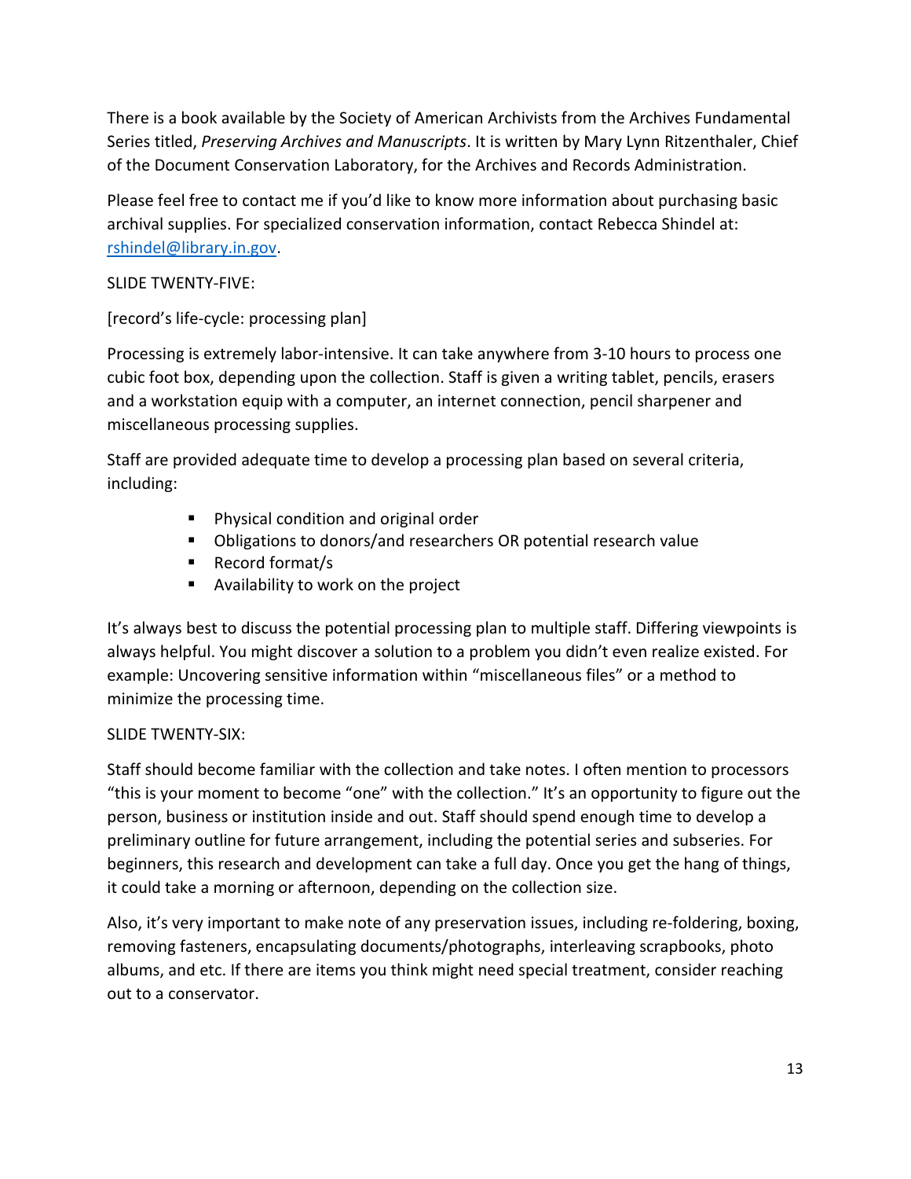There is a book available by the Society of American Archivists from the Archives Fundamental Series titled, *Preserving Archives and Manuscripts*. It is written by Mary Lynn Ritzenthaler, Chief of the Document Conservation Laboratory, for the Archives and Records Administration.

Please feel free to contact me if you'd like to know more information about purchasing basic archival supplies. For specialized conservation information, contact Rebecca Shindel at: rshindel@library.in.gov.

SLIDE TWENTY-FIVE:

[record's life-cycle: processing plan]

Processing is extremely labor-intensive. It can take anywhere from 3-10 hours to process one cubic foot box, depending upon the collection. Staff is given a writing tablet, pencils, erasers and a workstation equip with a computer, an internet connection, pencil sharpener and miscellaneous processing supplies.

Staff are provided adequate time to develop a processing plan based on several criteria, including:

- Physical condition and original order
- Obligations to donors/and researchers OR potential research value
- Record format/s
- Availability to work on the project

It's always best to discuss the potential processing plan to multiple staff. Differing viewpoints is always helpful. You might discover a solution to a problem you didn't even realize existed. For example: Uncovering sensitive information within "miscellaneous files" or a method to minimize the processing time.

SLIDE TWENTY-SIX:

Staff should become familiar with the collection and take notes. I often mention to processors "this is your moment to become "one" with the collection." It's an opportunity to figure out the person, business or institution inside and out. Staff should spend enough time to develop a preliminary outline for future arrangement, including the potential series and subseries. For beginners, this research and development can take a full day. Once you get the hang of things, it could take a morning or afternoon, depending on the collection size.

Also, it's very important to make note of any preservation issues, including re-foldering, boxing, removing fasteners, encapsulating documents/photographs, interleaving scrapbooks, photo albums, and etc. If there are items you think might need special treatment, consider reaching out to a conservator.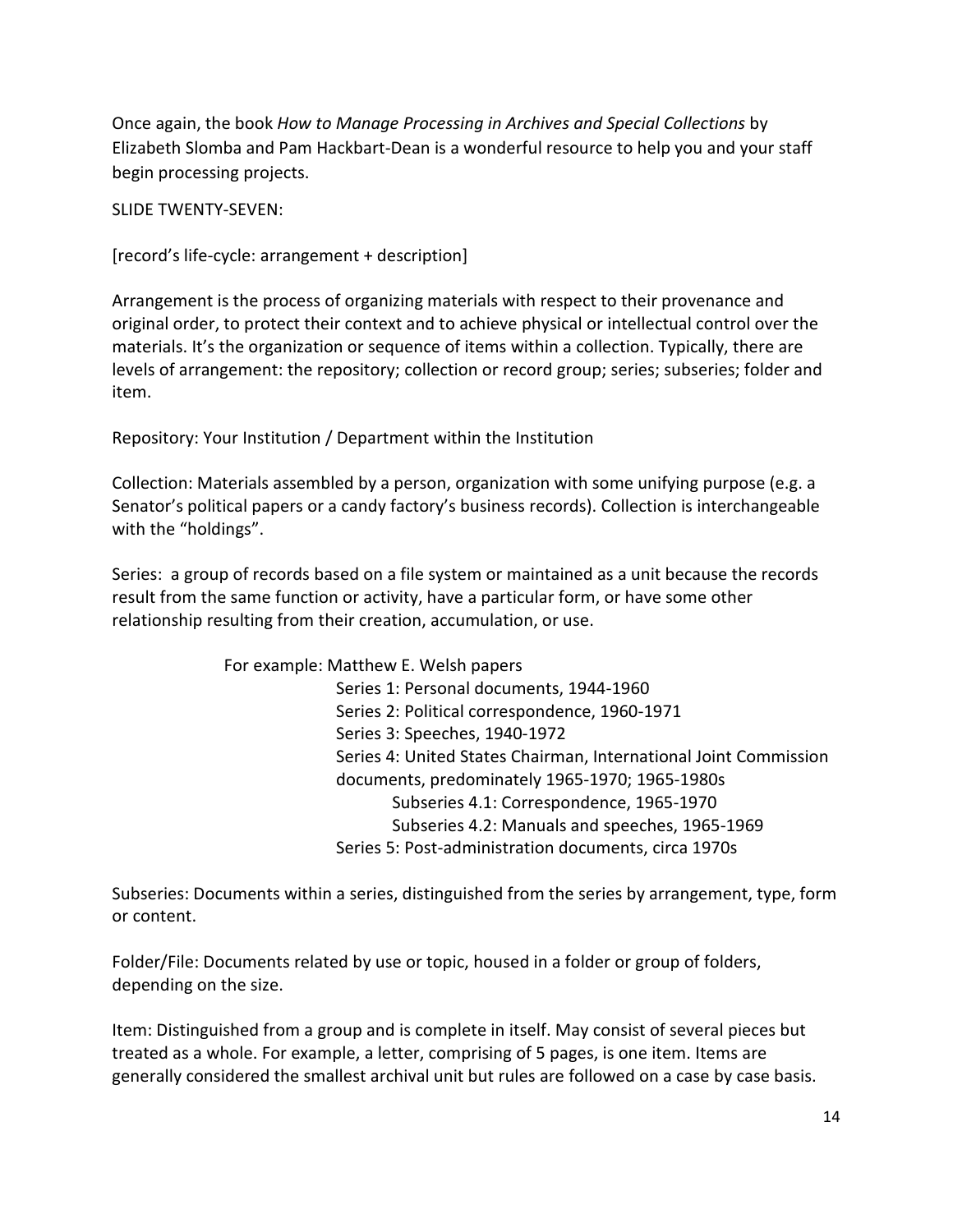Once again, the book *How to Manage Processing in Archives and Special Collections* by Elizabeth Slomba and Pam Hackbart-Dean is a wonderful resource to help you and your staff begin processing projects.

SLIDE TWENTY-SEVEN:

[record's life-cycle: arrangement + description]

Arrangement is the process of organizing materials with respect to their provenance and original order, to protect their context and to achieve physical or intellectual control over the materials. It's the organization or sequence of items within a collection. Typically, there are levels of arrangement: the repository; collection or record group; series; subseries; folder and item.

Repository: Your Institution / Department within the Institution

Collection: Materials assembled by a person, organization with some unifying purpose (e.g. a Senator's political papers or a candy factory's business records). Collection is interchangeable with the "holdings".

Series: a group of records based on a file system or maintained as a unit because the records result from the same function or activity, have a particular form, or have some other relationship resulting from their creation, accumulation, or use.

> For example: Matthew E. Welsh papers
>
> > Series 1: Personal documents, 1944-1960
> > Series 2: Political correspondence, 1960-1971
> > Series 3: Speeches, 1940-1972
> > Series 4: United States Chairman, International Joint Commission documents, predominately 1965-1970; 1965-1980s
> > > Subseries 4.1: Correspondence, 1965-1970
> > > Subseries 4.2: Manuals and speeches, 1965-1969
> >
> > Series 5: Post-administration documents, circa 1970s

Subseries: Documents within a series, distinguished from the series by arrangement, type, form or content.

Folder/File: Documents related by use or topic, housed in a folder or group of folders, depending on the size.

Item: Distinguished from a group and is complete in itself. May consist of several pieces but treated as a whole. For example, a letter, comprising of 5 pages, is one item. Items are generally considered the smallest archival unit but rules are followed on a case by case basis.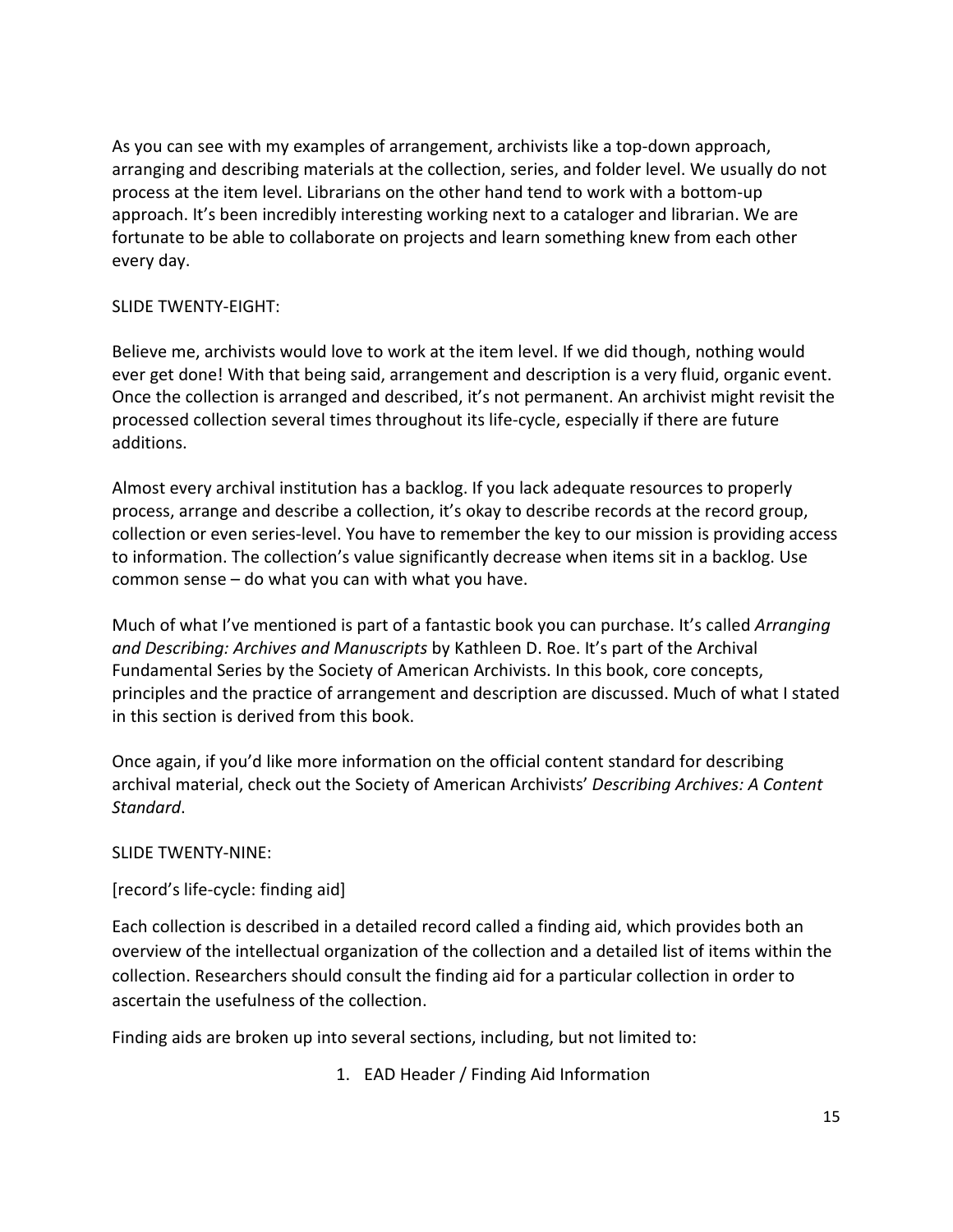As you can see with my examples of arrangement, archivists like a top-down approach, arranging and describing materials at the collection, series, and folder level. We usually do not process at the item level. Librarians on the other hand tend to work with a bottom-up approach. It's been incredibly interesting working next to a cataloger and librarian. We are fortunate to be able to collaborate on projects and learn something knew from each other every day.

SLIDE TWENTY-EIGHT:

Believe me, archivists would love to work at the item level. If we did though, nothing would ever get done! With that being said, arrangement and description is a very fluid, organic event. Once the collection is arranged and described, it's not permanent. An archivist might revisit the processed collection several times throughout its life-cycle, especially if there are future additions.

Almost every archival institution has a backlog. If you lack adequate resources to properly process, arrange and describe a collection, it's okay to describe records at the record group, collection or even series-level. You have to remember the key to our mission is providing access to information. The collection's value significantly decrease when items sit in a backlog. Use common sense – do what you can with what you have.

Much of what I've mentioned is part of a fantastic book you can purchase. It's called *Arranging and Describing: Archives and Manuscripts* by Kathleen D. Roe. It's part of the Archival Fundamental Series by the Society of American Archivists. In this book, core concepts, principles and the practice of arrangement and description are discussed. Much of what I stated in this section is derived from this book.

Once again, if you'd like more information on the official content standard for describing archival material, check out the Society of American Archivists' *Describing Archives: A Content Standard*.

SLIDE TWENTY-NINE:

[record's life-cycle: finding aid]

Each collection is described in a detailed record called a finding aid, which provides both an overview of the intellectual organization of the collection and a detailed list of items within the collection. Researchers should consult the finding aid for a particular collection in order to ascertain the usefulness of the collection.

Finding aids are broken up into several sections, including, but not limited to:

1. EAD Header / Finding Aid Information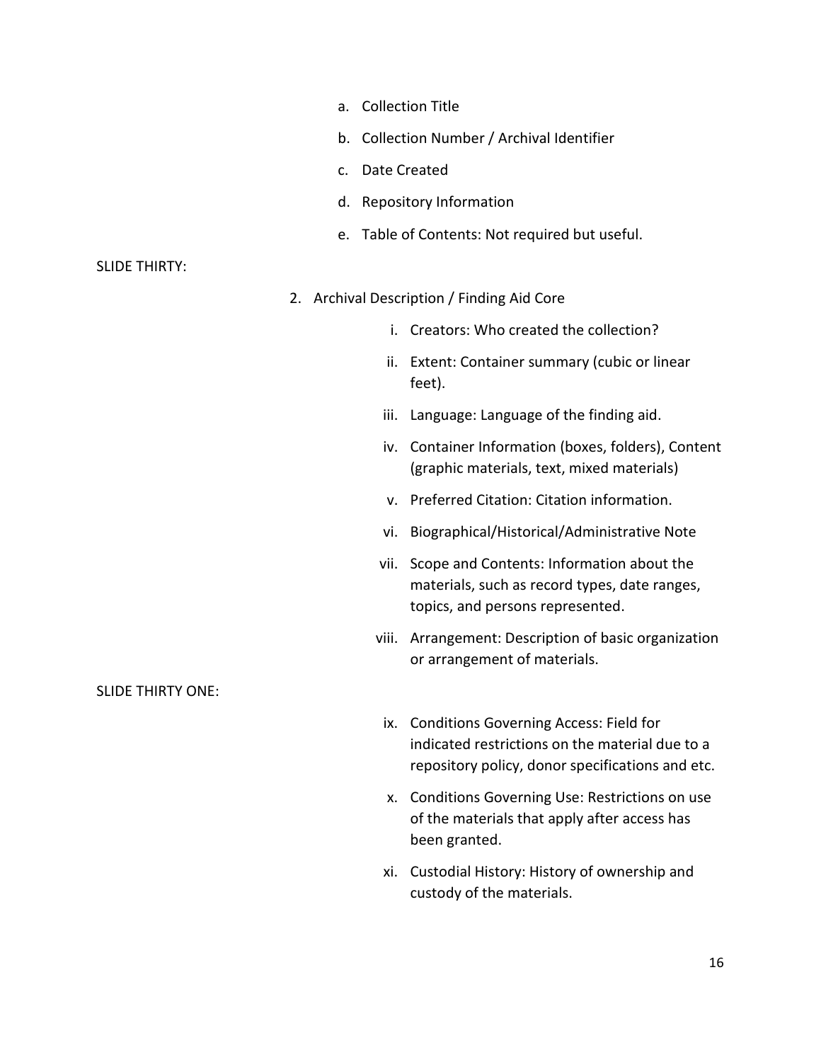a. Collection Title
b. Collection Number / Archival Identifier
c. Date Created
d. Repository Information
e. Table of Contents: Not required but useful.

SLIDE THIRTY:

2. Archival Description / Finding Aid Core

    i. Creators: Who created the collection?

    ii. Extent: Container summary (cubic or linear feet).

    iii. Language: Language of the finding aid.

    iv. Container Information (boxes, folders), Content (graphic materials, text, mixed materials)

    v. Preferred Citation: Citation information.

    vi. Biographical/Historical/Administrative Note

    vii. Scope and Contents: Information about the materials, such as record types, date ranges, topics, and persons represented.

    viii. Arrangement: Description of basic organization or arrangement of materials.

SLIDE THIRTY ONE:

    ix. Conditions Governing Access: Field for indicated restrictions on the material due to a repository policy, donor specifications and etc.

    x. Conditions Governing Use: Restrictions on use of the materials that apply after access has been granted.

    xi. Custodial History: History of ownership and custody of the materials.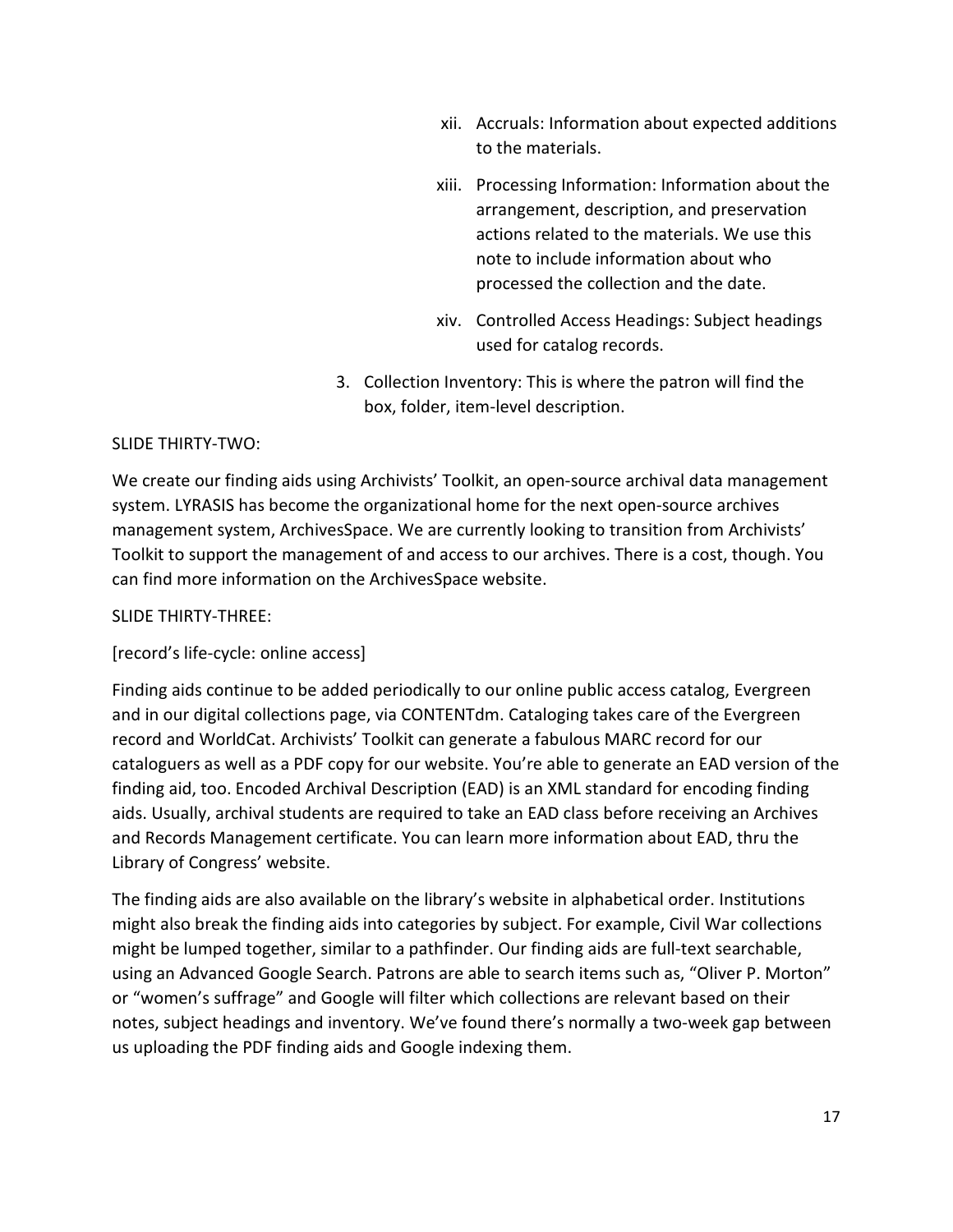xii. Accruals: Information about expected additions to the materials.

xiii. Processing Information: Information about the arrangement, description, and preservation actions related to the materials. We use this note to include information about who processed the collection and the date.

xiv. Controlled Access Headings: Subject headings used for catalog records.

3. Collection Inventory: This is where the patron will find the box, folder, item-level description.

SLIDE THIRTY-TWO:

We create our finding aids using Archivists' Toolkit, an open-source archival data management system. LYRASIS has become the organizational home for the next open-source archives management system, ArchivesSpace. We are currently looking to transition from Archivists' Toolkit to support the management of and access to our archives. There is a cost, though. You can find more information on the ArchivesSpace website.

SLIDE THIRTY-THREE:

[record's life-cycle: online access]

Finding aids continue to be added periodically to our online public access catalog, Evergreen and in our digital collections page, via CONTENTdm. Cataloging takes care of the Evergreen record and WorldCat. Archivists' Toolkit can generate a fabulous MARC record for our cataloguers as well as a PDF copy for our website. You're able to generate an EAD version of the finding aid, too. Encoded Archival Description (EAD) is an XML standard for encoding finding aids. Usually, archival students are required to take an EAD class before receiving an Archives and Records Management certificate. You can learn more information about EAD, thru the Library of Congress' website.

The finding aids are also available on the library's website in alphabetical order. Institutions might also break the finding aids into categories by subject. For example, Civil War collections might be lumped together, similar to a pathfinder. Our finding aids are full-text searchable, using an Advanced Google Search. Patrons are able to search items such as, "Oliver P. Morton" or "women's suffrage" and Google will filter which collections are relevant based on their notes, subject headings and inventory. We've found there's normally a two-week gap between us uploading the PDF finding aids and Google indexing them.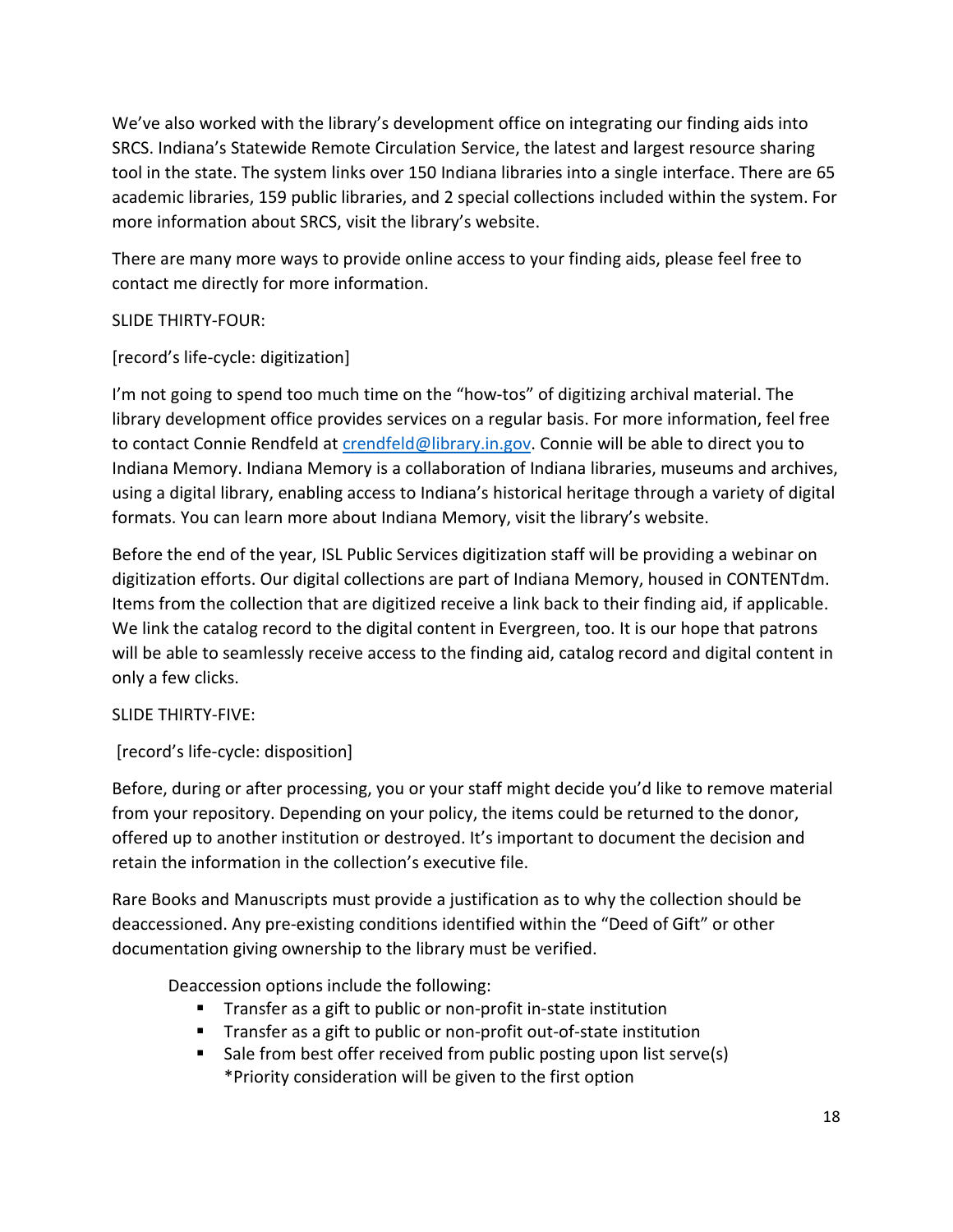We've also worked with the library's development office on integrating our finding aids into SRCS. Indiana's Statewide Remote Circulation Service, the latest and largest resource sharing tool in the state. The system links over 150 Indiana libraries into a single interface. There are 65 academic libraries, 159 public libraries, and 2 special collections included within the system. For more information about SRCS, visit the library's website.

There are many more ways to provide online access to your finding aids, please feel free to contact me directly for more information.

SLIDE THIRTY-FOUR:

[record's life-cycle: digitization]

I'm not going to spend too much time on the "how-tos" of digitizing archival material. The library development office provides services on a regular basis. For more information, feel free to contact Connie Rendfeld at crendfeld@library.in.gov. Connie will be able to direct you to Indiana Memory. Indiana Memory is a collaboration of Indiana libraries, museums and archives, using a digital library, enabling access to Indiana's historical heritage through a variety of digital formats. You can learn more about Indiana Memory, visit the library's website.

Before the end of the year, ISL Public Services digitization staff will be providing a webinar on digitization efforts. Our digital collections are part of Indiana Memory, housed in CONTENTdm. Items from the collection that are digitized receive a link back to their finding aid, if applicable. We link the catalog record to the digital content in Evergreen, too. It is our hope that patrons will be able to seamlessly receive access to the finding aid, catalog record and digital content in only a few clicks.

SLIDE THIRTY-FIVE:

[record's life-cycle: disposition]

Before, during or after processing, you or your staff might decide you'd like to remove material from your repository. Depending on your policy, the items could be returned to the donor, offered up to another institution or destroyed. It's important to document the decision and retain the information in the collection's executive file.

Rare Books and Manuscripts must provide a justification as to why the collection should be deaccessioned. Any pre-existing conditions identified within the "Deed of Gift" or other documentation giving ownership to the library must be verified.

Deaccession options include the following:

- Transfer as a gift to public or non-profit in-state institution
- Transfer as a gift to public or non-profit out-of-state institution
- Sale from best offer received from public posting upon list serve(s)
  *Priority consideration will be given to the first option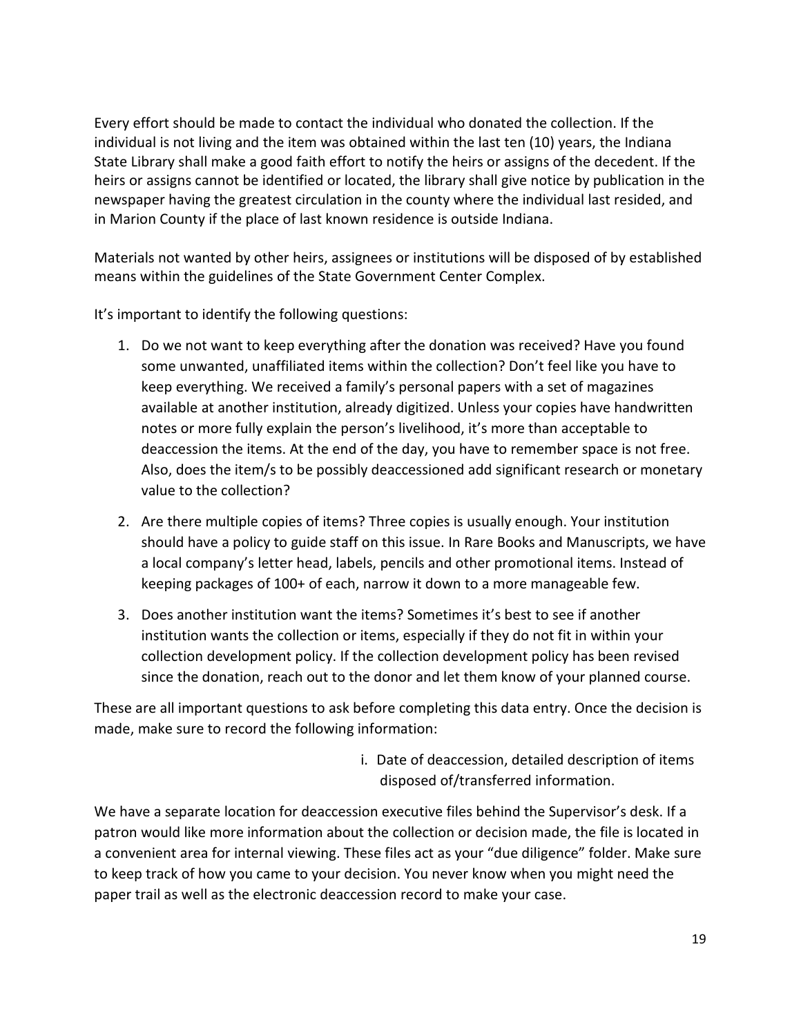Every effort should be made to contact the individual who donated the collection. If the individual is not living and the item was obtained within the last ten (10) years, the Indiana State Library shall make a good faith effort to notify the heirs or assigns of the decedent. If the heirs or assigns cannot be identified or located, the library shall give notice by publication in the newspaper having the greatest circulation in the county where the individual last resided, and in Marion County if the place of last known residence is outside Indiana.

Materials not wanted by other heirs, assignees or institutions will be disposed of by established means within the guidelines of the State Government Center Complex.

It's important to identify the following questions:

1. Do we not want to keep everything after the donation was received? Have you found some unwanted, unaffiliated items within the collection? Don't feel like you have to keep everything. We received a family's personal papers with a set of magazines available at another institution, already digitized. Unless your copies have handwritten notes or more fully explain the person's livelihood, it's more than acceptable to deaccession the items. At the end of the day, you have to remember space is not free. Also, does the item/s to be possibly deaccessioned add significant research or monetary value to the collection?
2. Are there multiple copies of items? Three copies is usually enough. Your institution should have a policy to guide staff on this issue. In Rare Books and Manuscripts, we have a local company's letter head, labels, pencils and other promotional items. Instead of keeping packages of 100+ of each, narrow it down to a more manageable few.
3. Does another institution want the items? Sometimes it's best to see if another institution wants the collection or items, especially if they do not fit in within your collection development policy. If the collection development policy has been revised since the donation, reach out to the donor and let them know of your planned course.

These are all important questions to ask before completing this data entry. Once the decision is made, make sure to record the following information:

i. Date of deaccession, detailed description of items disposed of/transferred information.

We have a separate location for deaccession executive files behind the Supervisor's desk. If a patron would like more information about the collection or decision made, the file is located in a convenient area for internal viewing. These files act as your "due diligence" folder. Make sure to keep track of how you came to your decision. You never know when you might need the paper trail as well as the electronic deaccession record to make your case.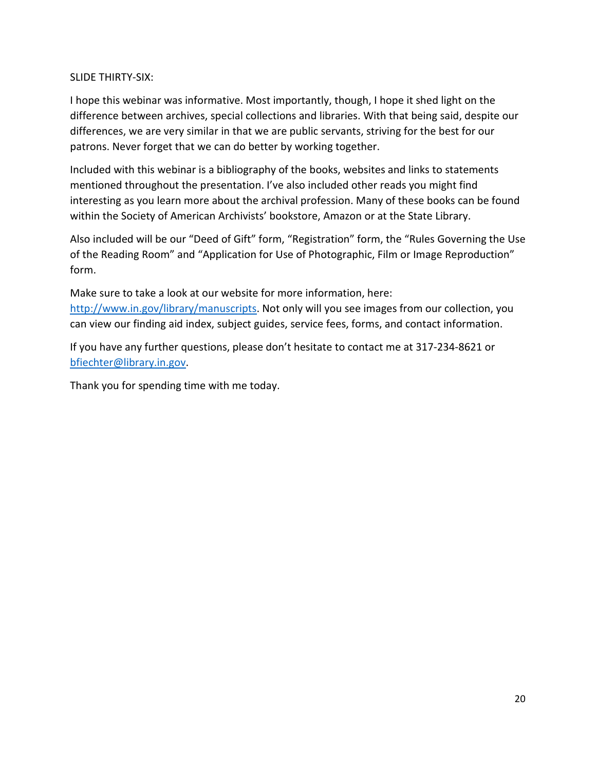SLIDE THIRTY-SIX:

I hope this webinar was informative. Most importantly, though, I hope it shed light on the difference between archives, special collections and libraries. With that being said, despite our differences, we are very similar in that we are public servants, striving for the best for our patrons. Never forget that we can do better by working together.

Included with this webinar is a bibliography of the books, websites and links to statements mentioned throughout the presentation. I've also included other reads you might find interesting as you learn more about the archival profession. Many of these books can be found within the Society of American Archivists' bookstore, Amazon or at the State Library.

Also included will be our "Deed of Gift" form, "Registration" form, the "Rules Governing the Use of the Reading Room" and "Application for Use of Photographic, Film or Image Reproduction" form.

Make sure to take a look at our website for more information, here: [http://www.in.gov/library/manuscripts](http://www.in.gov/library/manuscripts). Not only will you see images from our collection, you can view our finding aid index, subject guides, service fees, forms, and contact information.

If you have any further questions, please don't hesitate to contact me at 317-234-8621 or [bfiechter@library.in.gov](mailto:bfiechter@library.in.gov).

Thank you for spending time with me today.